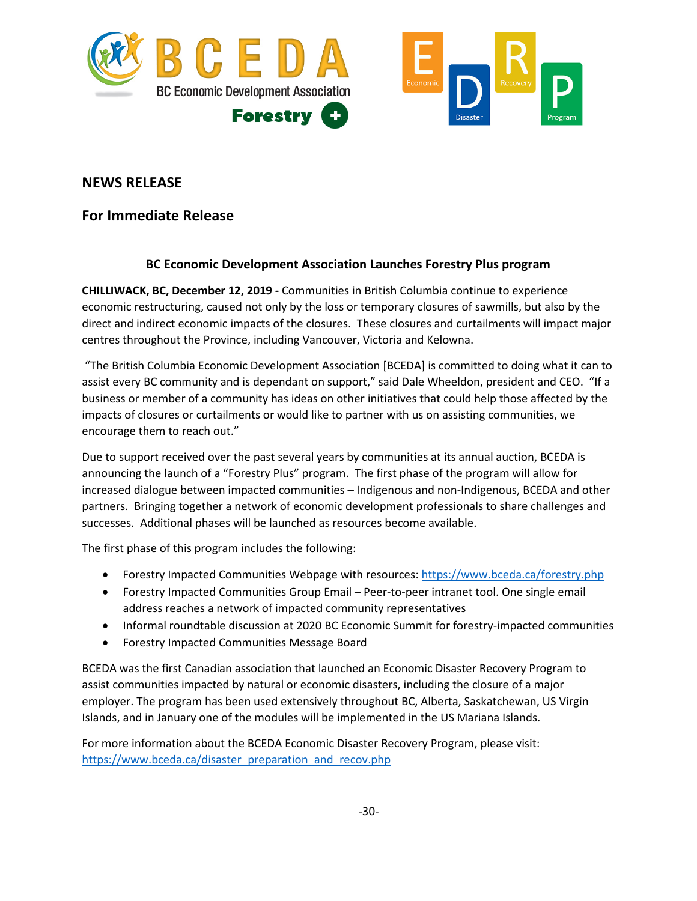BCEDA
BC Economic Development Association
Forestry +

E Economic D Disaster R Recovery P Program

## NEWS RELEASE

## For Immediate Release

### BC Economic Development Association Launches Forestry Plus program

**CHILLIWACK, BC, December 12, 2019 -** Communities in British Columbia continue to experience economic restructuring, caused not only by the loss or temporary closures of sawmills, but also by the direct and indirect economic impacts of the closures. These closures and curtailments will impact major centres throughout the Province, including Vancouver, Victoria and Kelowna.

"The British Columbia Economic Development Association [BCEDA] is committed to doing what it can to assist every BC community and is dependant on support," said Dale Wheeldon, president and CEO. "If a business or member of a community has ideas on other initiatives that could help those affected by the impacts of closures or curtailments or would like to partner with us on assisting communities, we encourage them to reach out."

Due to support received over the past several years by communities at its annual auction, BCEDA is announcing the launch of a "Forestry Plus" program. The first phase of the program will allow for increased dialogue between impacted communities – Indigenous and non-Indigenous, BCEDA and other partners. Bringing together a network of economic development professionals to share challenges and successes. Additional phases will be launched as resources become available.

The first phase of this program includes the following:

- Forestry Impacted Communities Webpage with resources: https://www.bceda.ca/forestry.php
- Forestry Impacted Communities Group Email – Peer-to-peer intranet tool. One single email address reaches a network of impacted community representatives
- Informal roundtable discussion at 2020 BC Economic Summit for forestry-impacted communities
- Forestry Impacted Communities Message Board

BCEDA was the first Canadian association that launched an Economic Disaster Recovery Program to assist communities impacted by natural or economic disasters, including the closure of a major employer. The program has been used extensively throughout BC, Alberta, Saskatchewan, US Virgin Islands, and in January one of the modules will be implemented in the US Mariana Islands.

For more information about the BCEDA Economic Disaster Recovery Program, please visit: https://www.bceda.ca/disaster_preparation_and_recov.php

-30-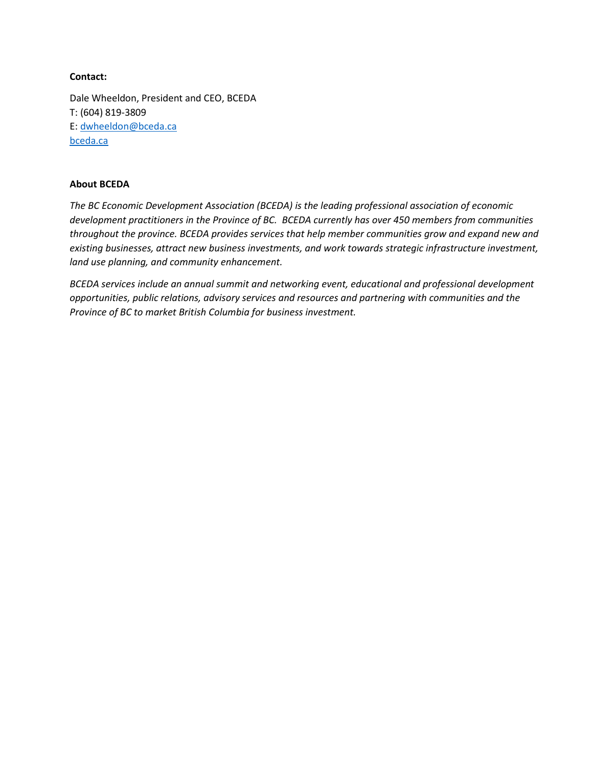**Contact:**

Dale Wheeldon, President and CEO, BCEDA
T: (604) 819-3809
E: dwheeldon@bceda.ca
bceda.ca

**About BCEDA**

*The BC Economic Development Association (BCEDA) is the leading professional association of economic development practitioners in the Province of BC. BCEDA currently has over 450 members from communities throughout the province. BCEDA provides services that help member communities grow and expand new and existing businesses, attract new business investments, and work towards strategic infrastructure investment, land use planning, and community enhancement.*

*BCEDA services include an annual summit and networking event, educational and professional development opportunities, public relations, advisory services and resources and partnering with communities and the Province of BC to market British Columbia for business investment.*